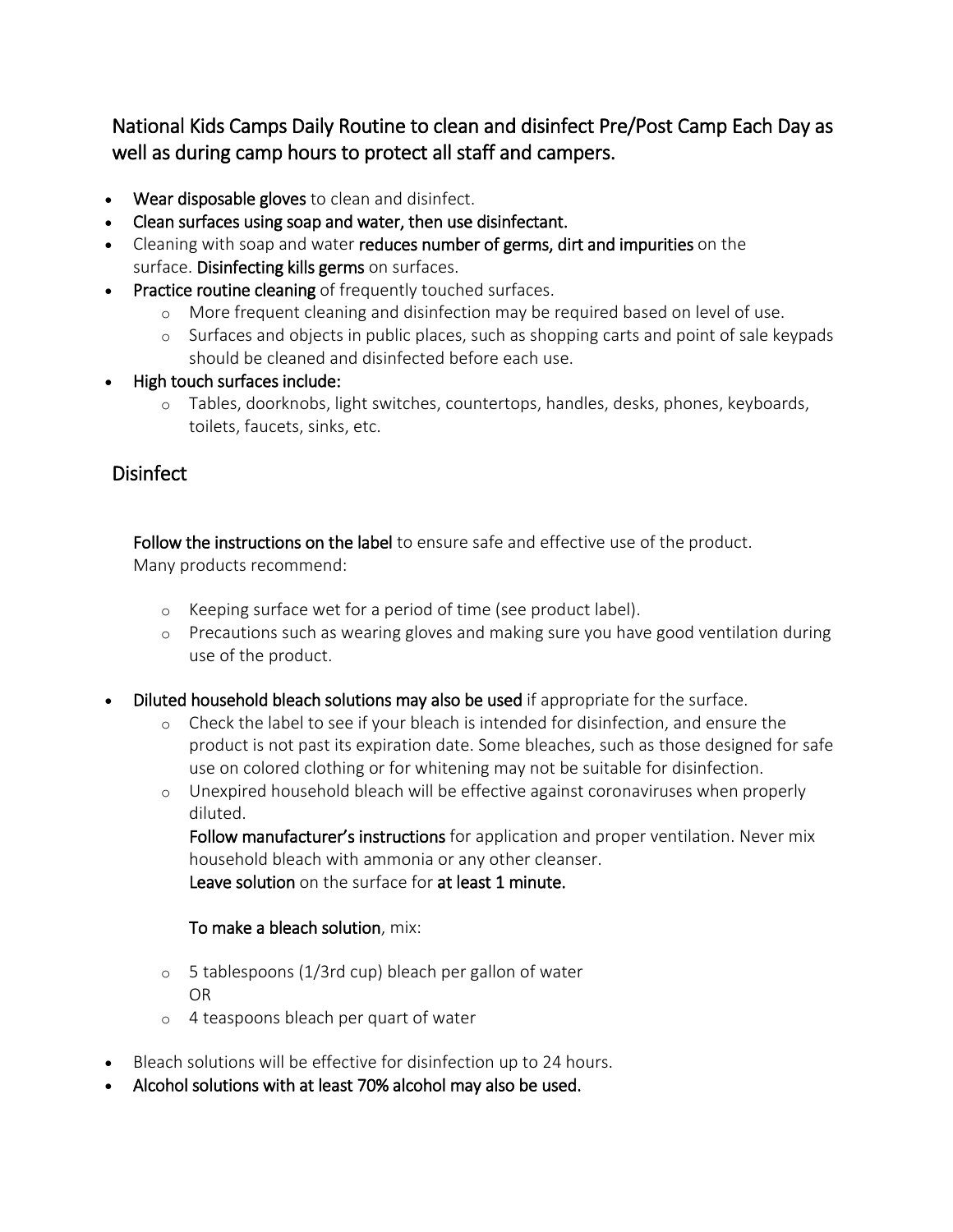## National Kids Camps Daily Routine to clean and disinfect Pre/Post Camp Each Day as well as during camp hours to protect all staff and campers.

- **Wear disposable gloves** to clean and disinfect.
- **Clean surfaces using soap and water, then use disinfectant.**
- Cleaning with soap and water **reduces number of germs, dirt and impurities** on the surface. **Disinfecting kills germs** on surfaces.
- **Practice routine cleaning** of frequently touched surfaces.
  - More frequent cleaning and disinfection may be required based on level of use.
  - Surfaces and objects in public places, such as shopping carts and point of sale keypads should be cleaned and disinfected before each use.
- **High touch surfaces include:**
  - Tables, doorknobs, light switches, countertops, handles, desks, phones, keyboards, toilets, faucets, sinks, etc.

## Disinfect

**Follow the instructions on the label** to ensure safe and effective use of the product. Many products recommend:

- Keeping surface wet for a period of time (see product label).
- Precautions such as wearing gloves and making sure you have good ventilation during use of the product.

- **Diluted household bleach solutions may also be used** if appropriate for the surface.
  - Check the label to see if your bleach is intended for disinfection, and ensure the product is not past its expiration date. Some bleaches, such as those designed for safe use on colored clothing or for whitening may not be suitable for disinfection.
  - Unexpired household bleach will be effective against coronaviruses when properly diluted.

    **Follow manufacturer's instructions** for application and proper ventilation. Never mix household bleach with ammonia or any other cleanser.

    **Leave solution** on the surface for **at least 1 minute.**

    **To make a bleach solution**, mix:

  - 5 tablespoons (1/3rd cup) bleach per gallon of water
    OR
  - 4 teaspoons bleach per quart of water

- Bleach solutions will be effective for disinfection up to 24 hours.
- **Alcohol solutions with at least 70% alcohol may also be used.**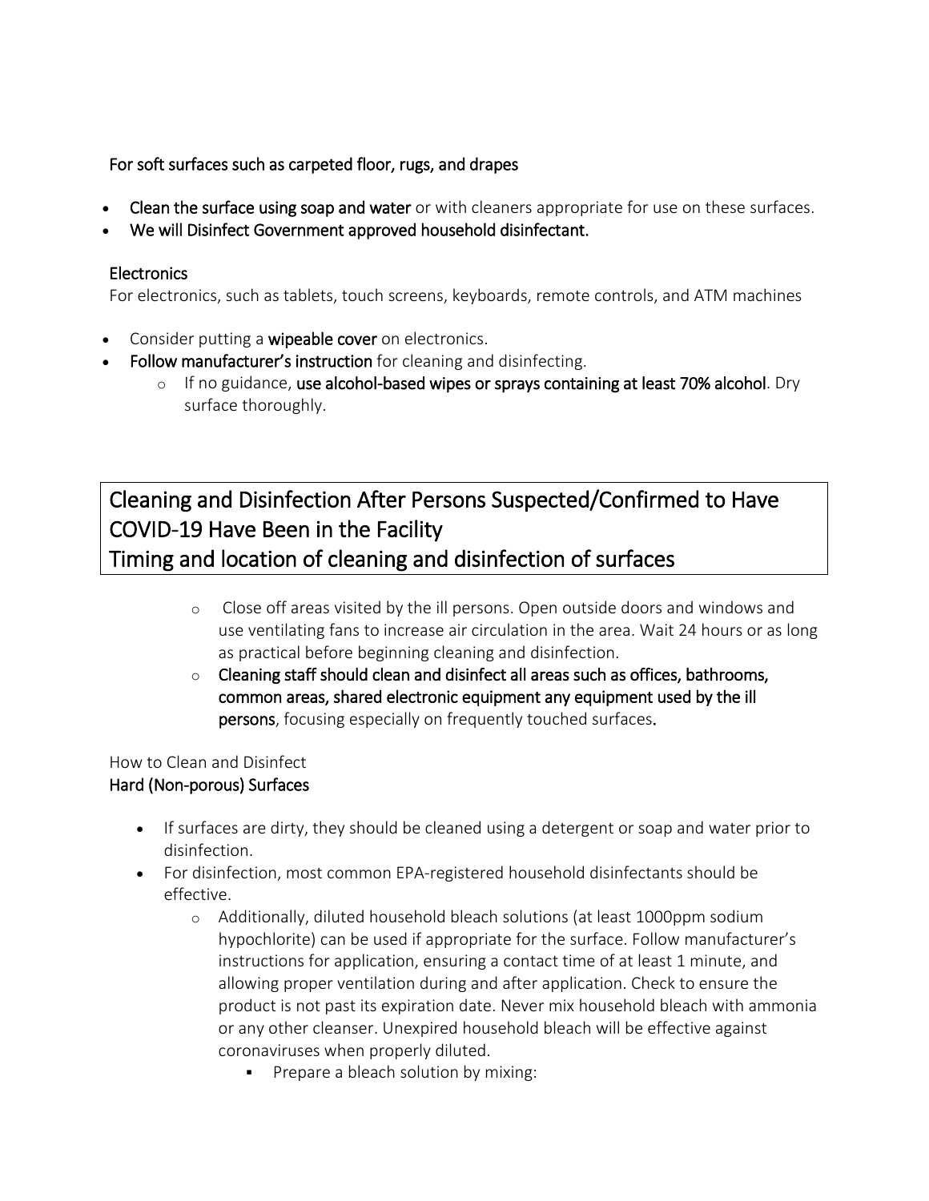For soft surfaces such as carpeted floor, rugs, and drapes

- **Clean the surface using soap and water** or with cleaners appropriate for use on these surfaces.
- **We will Disinfect Government approved household disinfectant.**

**Electronics**

For electronics, such as tablets, touch screens, keyboards, remote controls, and ATM machines

- Consider putting a **wipeable cover** on electronics.
- **Follow manufacturer's instruction** for cleaning and disinfecting.
  - If no guidance, **use alcohol-based wipes or sprays containing at least 70% alcohol**. Dry surface thoroughly.

## Cleaning and Disinfection After Persons Suspected/Confirmed to Have COVID-19 Have Been in the Facility

## Timing and location of cleaning and disinfection of surfaces

- Close off areas visited by the ill persons. Open outside doors and windows and use ventilating fans to increase air circulation in the area. Wait 24 hours or as long as practical before beginning cleaning and disinfection.
- **Cleaning staff should clean and disinfect all areas such as offices, bathrooms, common areas, shared electronic equipment any equipment used by the ill persons**, focusing especially on frequently touched surfaces.

How to Clean and Disinfect

**Hard (Non-porous) Surfaces**

- If surfaces are dirty, they should be cleaned using a detergent or soap and water prior to disinfection.
- For disinfection, most common EPA-registered household disinfectants should be effective.
  - Additionally, diluted household bleach solutions (at least 1000ppm sodium hypochlorite) can be used if appropriate for the surface. Follow manufacturer's instructions for application, ensuring a contact time of at least 1 minute, and allowing proper ventilation during and after application. Check to ensure the product is not past its expiration date. Never mix household bleach with ammonia or any other cleanser. Unexpired household bleach will be effective against coronaviruses when properly diluted.
    - Prepare a bleach solution by mixing: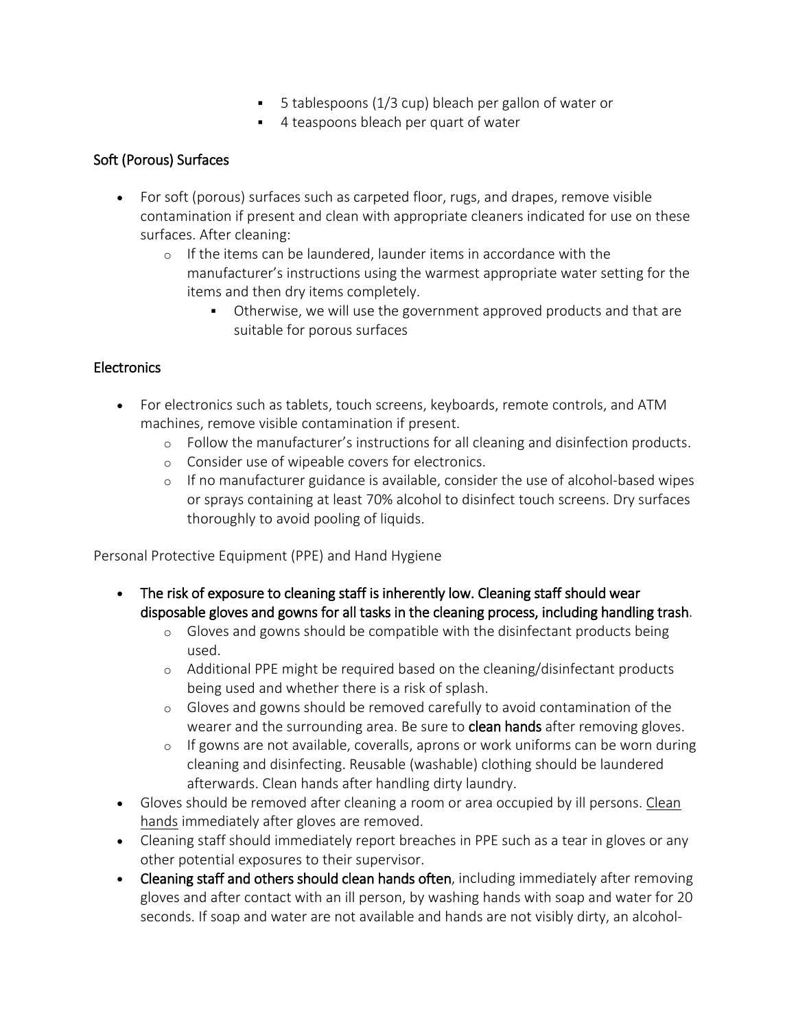- 5 tablespoons (1/3 cup) bleach per gallon of water or
        - 4 teaspoons bleach per quart of water

### Soft (Porous) Surfaces

- For soft (porous) surfaces such as carpeted floor, rugs, and drapes, remove visible contamination if present and clean with appropriate cleaners indicated for use on these surfaces. After cleaning:
    - If the items can be laundered, launder items in accordance with the manufacturer's instructions using the warmest appropriate water setting for the items and then dry items completely.
        - Otherwise, we will use the government approved products and that are suitable for porous surfaces

### Electronics

- For electronics such as tablets, touch screens, keyboards, remote controls, and ATM machines, remove visible contamination if present.
    - Follow the manufacturer's instructions for all cleaning and disinfection products.
    - Consider use of wipeable covers for electronics.
    - If no manufacturer guidance is available, consider the use of alcohol-based wipes or sprays containing at least 70% alcohol to disinfect touch screens. Dry surfaces thoroughly to avoid pooling of liquids.

Personal Protective Equipment (PPE) and Hand Hygiene

- **The risk of exposure to cleaning staff is inherently low. Cleaning staff should wear disposable gloves and gowns for all tasks in the cleaning process, including handling trash**.
    - Gloves and gowns should be compatible with the disinfectant products being used.
    - Additional PPE might be required based on the cleaning/disinfectant products being used and whether there is a risk of splash.
    - Gloves and gowns should be removed carefully to avoid contamination of the wearer and the surrounding area. Be sure to **clean hands** after removing gloves.
    - If gowns are not available, coveralls, aprons or work uniforms can be worn during cleaning and disinfecting. Reusable (washable) clothing should be laundered afterwards. Clean hands after handling dirty laundry.
- Gloves should be removed after cleaning a room or area occupied by ill persons. Clean hands immediately after gloves are removed.
- Cleaning staff should immediately report breaches in PPE such as a tear in gloves or any other potential exposures to their supervisor.
- **Cleaning staff and others should clean hands often**, including immediately after removing gloves and after contact with an ill person, by washing hands with soap and water for 20 seconds. If soap and water are not available and hands are not visibly dirty, an alcohol-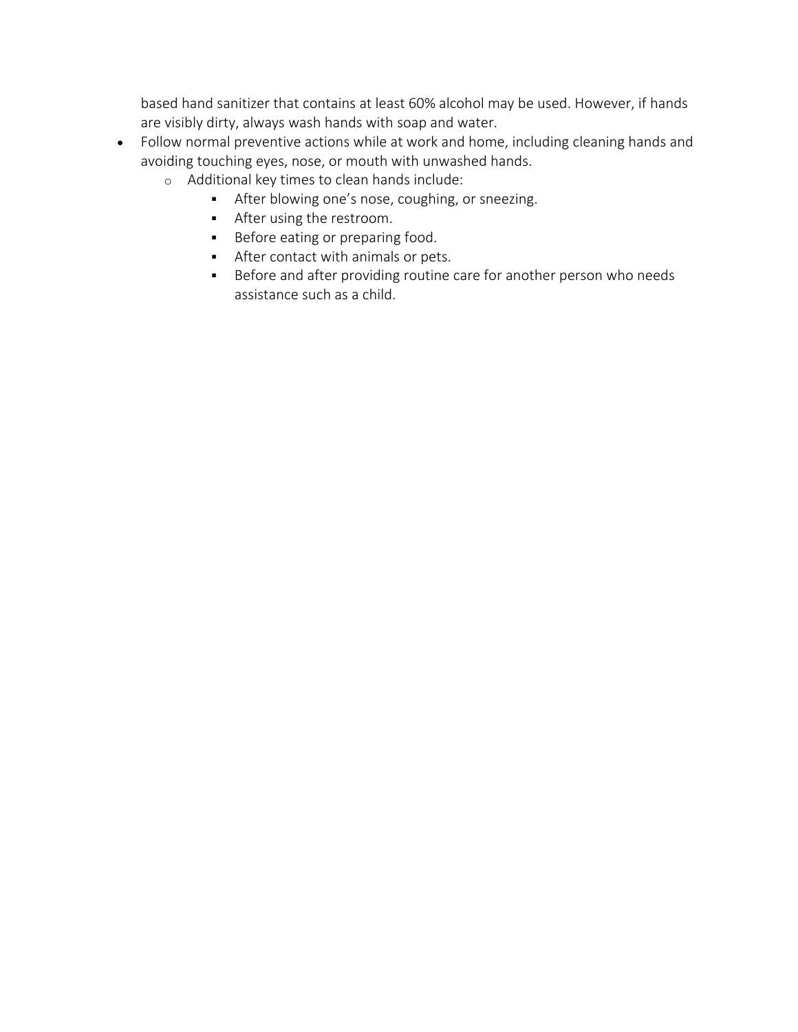based hand sanitizer that contains at least 60% alcohol may be used. However, if hands are visibly dirty, always wash hands with soap and water.

- Follow normal preventive actions while at work and home, including cleaning hands and avoiding touching eyes, nose, or mouth with unwashed hands.
  - Additional key times to clean hands include:
    - After blowing one's nose, coughing, or sneezing.
    - After using the restroom.
    - Before eating or preparing food.
    - After contact with animals or pets.
    - Before and after providing routine care for another person who needs assistance such as a child.